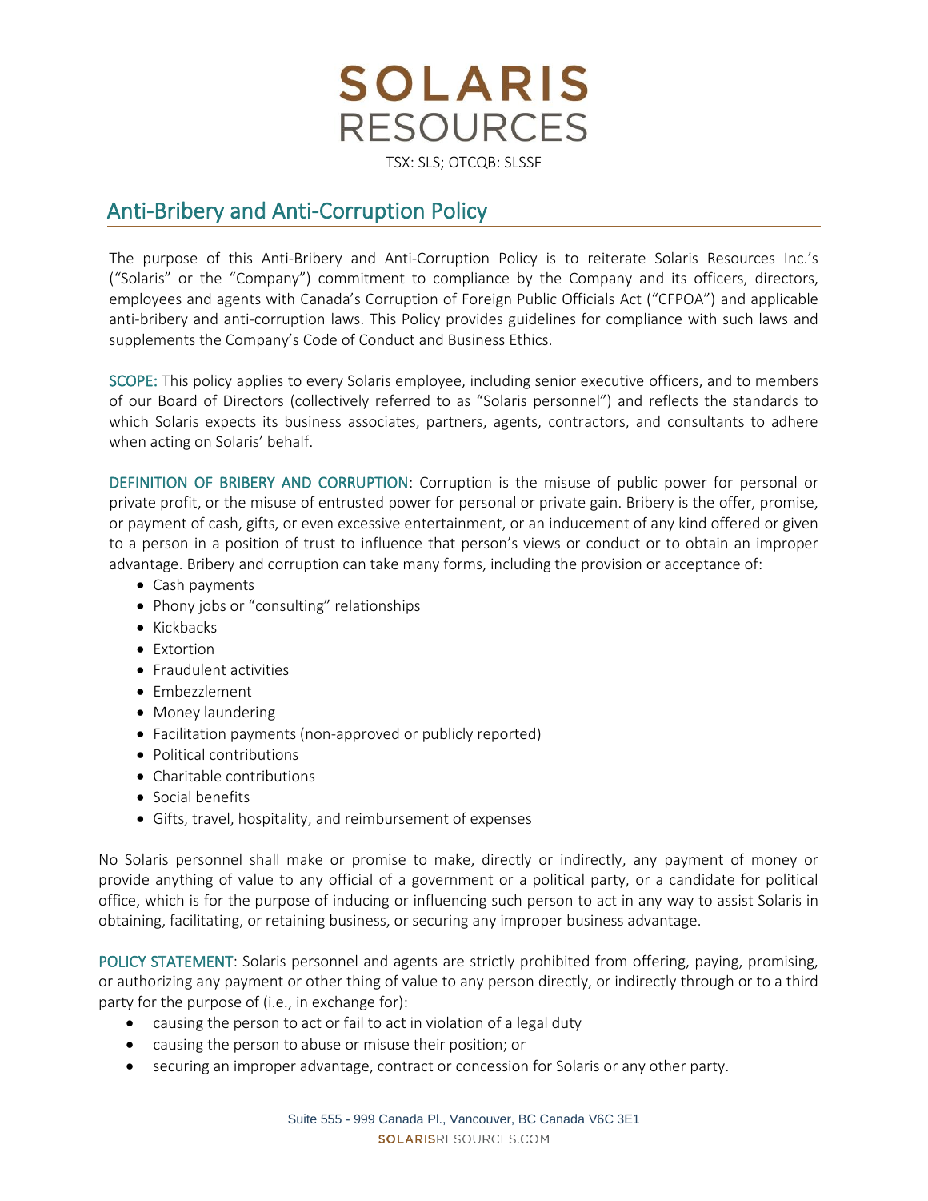# SOLARIS RESOURCES

TSX: SLS; OTCQB: SLSSF

## Anti-Bribery and Anti-Corruption Policy

The purpose of this Anti-Bribery and Anti-Corruption Policy is to reiterate Solaris Resources Inc.'s ("Solaris" or the "Company") commitment to compliance by the Company and its officers, directors, employees and agents with Canada's Corruption of Foreign Public Officials Act ("CFPOA") and applicable anti-bribery and anti-corruption laws. This Policy provides guidelines for compliance with such laws and supplements the Company's Code of Conduct and Business Ethics.

SCOPE: This policy applies to every Solaris employee, including senior executive officers, and to members of our Board of Directors (collectively referred to as "Solaris personnel") and reflects the standards to which Solaris expects its business associates, partners, agents, contractors, and consultants to adhere when acting on Solaris' behalf.

DEFINITION OF BRIBERY AND CORRUPTION: Corruption is the misuse of public power for personal or private profit, or the misuse of entrusted power for personal or private gain. Bribery is the offer, promise, or payment of cash, gifts, or even excessive entertainment, or an inducement of any kind offered or given to a person in a position of trust to influence that person's views or conduct or to obtain an improper advantage. Bribery and corruption can take many forms, including the provision or acceptance of:

- Cash payments
- Phony jobs or "consulting" relationships
- Kickbacks
- Extortion
- Fraudulent activities
- Embezzlement
- Money laundering
- Facilitation payments (non-approved or publicly reported)
- Political contributions
- Charitable contributions
- Social benefits
- Gifts, travel, hospitality, and reimbursement of expenses

No Solaris personnel shall make or promise to make, directly or indirectly, any payment of money or provide anything of value to any official of a government or a political party, or a candidate for political office, which is for the purpose of inducing or influencing such person to act in any way to assist Solaris in obtaining, facilitating, or retaining business, or securing any improper business advantage.

POLICY STATEMENT: Solaris personnel and agents are strictly prohibited from offering, paying, promising, or authorizing any payment or other thing of value to any person directly, or indirectly through or to a third party for the purpose of (i.e., in exchange for):

- causing the person to act or fail to act in violation of a legal duty
- causing the person to abuse or misuse their position; or
- securing an improper advantage, contract or concession for Solaris or any other party.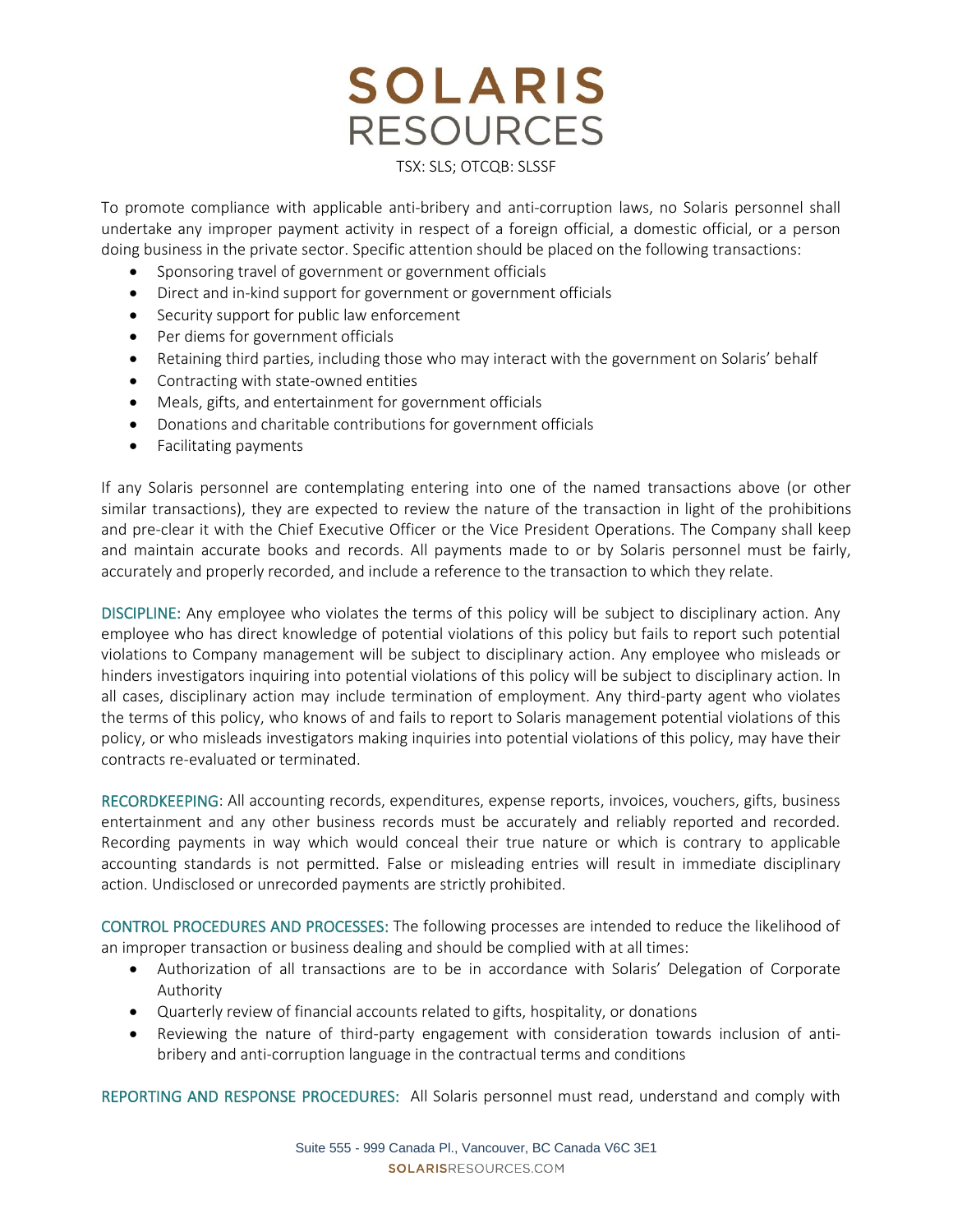To promote compliance with applicable anti-bribery and anti-corruption laws, no Solaris personnel shall undertake any improper payment activity in respect of a foreign official, a domestic official, or a person doing business in the private sector. Specific attention should be placed on the following transactions:

- Sponsoring travel of government or government officials
- Direct and in-kind support for government or government officials
- Security support for public law enforcement
- Per diems for government officials
- Retaining third parties, including those who may interact with the government on Solaris' behalf
- Contracting with state-owned entities
- Meals, gifts, and entertainment for government officials
- Donations and charitable contributions for government officials
- Facilitating payments

If any Solaris personnel are contemplating entering into one of the named transactions above (or other similar transactions), they are expected to review the nature of the transaction in light of the prohibitions and pre-clear it with the Chief Executive Officer or the Vice President Operations. The Company shall keep and maintain accurate books and records. All payments made to or by Solaris personnel must be fairly, accurately and properly recorded, and include a reference to the transaction to which they relate.

**DISCIPLINE:** Any employee who violates the terms of this policy will be subject to disciplinary action. Any employee who has direct knowledge of potential violations of this policy but fails to report such potential violations to Company management will be subject to disciplinary action. Any employee who misleads or hinders investigators inquiring into potential violations of this policy will be subject to disciplinary action. In all cases, disciplinary action may include termination of employment. Any third-party agent who violates the terms of this policy, who knows of and fails to report to Solaris management potential violations of this policy, or who misleads investigators making inquiries into potential violations of this policy, may have their contracts re-evaluated or terminated.

**RECORDKEEPING**: All accounting records, expenditures, expense reports, invoices, vouchers, gifts, business entertainment and any other business records must be accurately and reliably reported and recorded. Recording payments in way which would conceal their true nature or which is contrary to applicable accounting standards is not permitted. False or misleading entries will result in immediate disciplinary action. Undisclosed or unrecorded payments are strictly prohibited.

**CONTROL PROCEDURES AND PROCESSES:** The following processes are intended to reduce the likelihood of an improper transaction or business dealing and should be complied with at all times:

- Authorization of all transactions are to be in accordance with Solaris' Delegation of Corporate Authority
- Quarterly review of financial accounts related to gifts, hospitality, or donations
- Reviewing the nature of third-party engagement with consideration towards inclusion of anti-bribery and anti-corruption language in the contractual terms and conditions

**REPORTING AND RESPONSE PROCEDURES:** All Solaris personnel must read, understand and comply with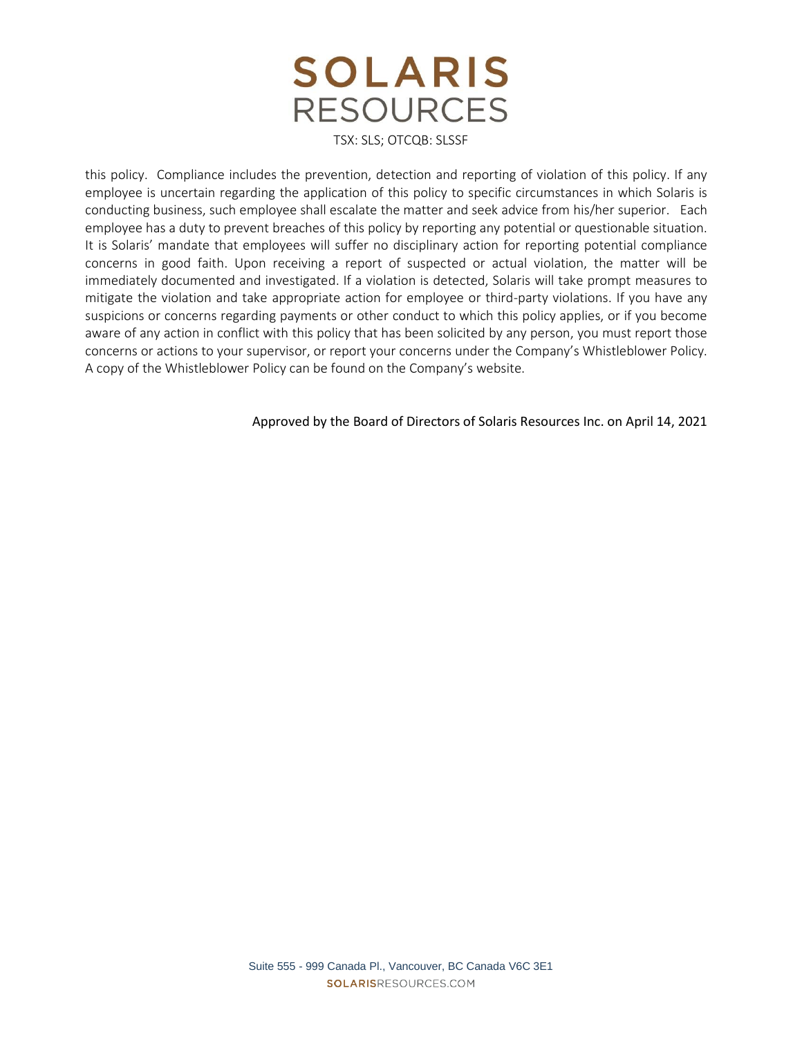this policy. Compliance includes the prevention, detection and reporting of violation of this policy. If any employee is uncertain regarding the application of this policy to specific circumstances in which Solaris is conducting business, such employee shall escalate the matter and seek advice from his/her superior. Each employee has a duty to prevent breaches of this policy by reporting any potential or questionable situation. It is Solaris' mandate that employees will suffer no disciplinary action for reporting potential compliance concerns in good faith. Upon receiving a report of suspected or actual violation, the matter will be immediately documented and investigated. If a violation is detected, Solaris will take prompt measures to mitigate the violation and take appropriate action for employee or third-party violations. If you have any suspicions or concerns regarding payments or other conduct to which this policy applies, or if you become aware of any action in conflict with this policy that has been solicited by any person, you must report those concerns or actions to your supervisor, or report your concerns under the Company's Whistleblower Policy. A copy of the Whistleblower Policy can be found on the Company's website.

Approved by the Board of Directors of Solaris Resources Inc. on April 14, 2021